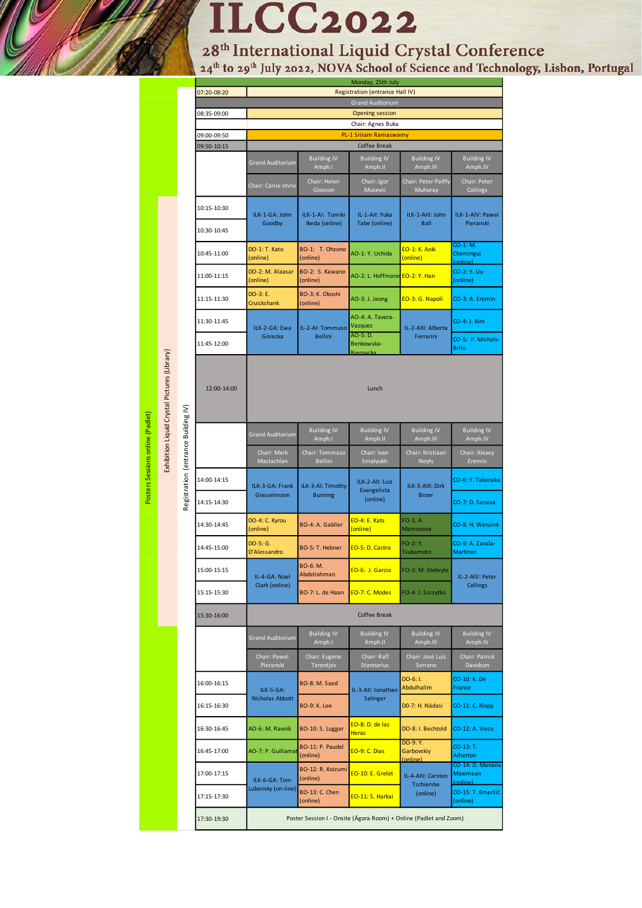# ILCC2022

## 28th International Liquid Crystal Conference

24th to 29th July 2022, NOVA School of Science and Technology, Lisbon, Portugal

Posters Sessions online (Padlet) | Exhibition Liquid Crystal Pictures (Library) | Registration (entrance Building IV)

**Monday, 25th July**

| Time | | | | | |
|---|---|---|---|---|---|
| 07:20-08:20 | Registration (entrance Hall IV) | | | | |
| | Grand Auditorium | | | | |
| 08:35-09:00 | Opening session | | | | |
| | Chair: Agnes Buka | | | | |
| 09:00-09:50 | PL-1 Sriram Ramaswamy | | | | |
| 09:50-10:15 | Coffee Break | | | | |
| | Grand Auditorium | Building IV Amph.I | Building IV Amph.II | Building IV Amph.III | Building IV Amph.IV |
| | Chair: Corrie Imrie | Chair: Helen Gleeson | Chair: Igor Musevic | Chair: Peter Palffy-Muhoray | Chair: Peter Collings |
| 10:15-10:30 | ILK-1-GA: John Goodby | ILK-1-AI: Tomiki Ikeda (online) | IL-1-AII: Yuka Tabe (online) | ILK-1-AIII: John Ball | ILK-1-AIV: Pawel Pieranski |
| 10:30-10:45 | | | | | |
| 10:45-11:00 | DO-1: T. Kato (online) | BO-1: T. Ohzono (online) | AO-1: Y. Uchida | EO-1: K. Aoki (online) | CO-1: M. Chemingui (online) |
| 11:00-11:15 | DO-2: M. Alaasar (online) | BO-2: S. Kawano (online) | AO-2: L. Hoffmann | EO-2: Y. Han | CO-2: Y. Liu (online) |
| 11:15-11:30 | DO-3: E. Cruickshank | BO-3: K. Okoshi (online) | AO-3: J. Jeong | EO-3: G. Napoli | CO-3: A. Eremin |
| 11:30-11:45 | ILK-2-GA: Ewa Górecka | IL-2-AI: Tommaso Bellini | AO-4: A. Tavera-Vazquez | IL-2-AIII: Alberta Ferrarini | CO-4: J. Kim |
| 11:45-12:00 | | | AO-5: D. Benkowska-Biernacka | | CO-5: P. Michels-Brito |
| 12:00-14:00 | Lunch | | | | |
| | Grand Auditorium | Building IV Amph.I | Building IV Amph.II | Building IV Amph.III | Building IV Amph.IV |
| | Chair: Mark Maclachlan | Chair: Tommaso Bellini | Chair: Ivan Smalyukh | Chair: Kristiaan Neyts | Chair: Alexey Eremin |
| 14:00-14:15 | ILK-3-GA: Frank Giesselmann | ILK-3-AI: Timothy Bunning | ILK-2-AII: Luiz Evangelista (online) | ILK-3-AIII: Dirk Broer | CO-6: Y. Takenaka |
| 14:15-14:30 | | | | | CO-7: D. Saraiva |
| 14:30-14:45 | DO-4: C. Kyrou (online) | BO-4: A. Gablier | EO-4: E. Kats (online) | FO-1: A. Mamonova | CO-8: H. Wensink |
| 14:45-15:00 | DO-5: G. D'Alessandro | BO-5: T. Hebner | EO-5: D. Castro | FO-2: Y. Tsukamoto | CO-9: A. Zavala-Martinez |
| 15:00-15:15 | IL-4-GA: Noel Clark (online) | BO-6: M. Abdelrahman | EO-6: J. Garcia | FO-3: M. Stebryte | IL-2-AIV: Peter Collings |
| 15:15-15:30 | | BO-7: L. de Haan | EO-7: C. Modes | FO-4: J. Szczytko | |
| 15:30-16:00 | Coffee Break | | | | |
| | Grand Auditorium | Building IV Amph.I | Building IV Amph.II | Building IV Amph.III | Building IV Amph.IV |
| | Chair: Pawel Pieranski | Chair: Eugene Terentjev | Chair: Ralf Stannarius | Chair: José Luis Serrano | Chair: Patrick Davidson |
| 16:00-16:15 | ILK-5-GA: Nicholas Abbott | BO-8: M. Saed | IL-3-AII: Jonathan Selinger | DO-6: I. Abdulhalim | CO-10: K. De France |
| 16:15-16:30 | | BO-9: K. Lee | | D0-7: H. Nádasi | CO-11: C. Klopp |
| 16:30-16:45 | AO-6: M. Ravnik | BO-10: S. Lugger | EO-8: D. de las Heras | DO-8: I. Bechtold | CO-12: A. Visco |
| 16:45-17:00 | AO-7: P. Guillamat | BO-11: P. Paudel (online) | EO-9: C. Dias | DO-9: Y. Garbovskiy (online) | CO-13: T. Atherton |
| 17:00-17:15 | ILK-6-GA: Tom Lubensky (on-line) | BO-12: R. Koizumi (online) | EO-10: E. Grelet | IL-4-AIII: Carsten Tschierske (online) | CO-14: D. Manaila-Maximean (online) |
| 17:15-17:30 | | BO-13: C. Chen (online) | EO-11: S. Harkai | | CO-15: T. Emeršić (online) |
| 17:30-19:30 | Poster Session I - Onsite (Ágora Room) + Online (Padlet and Zoom) | | | | |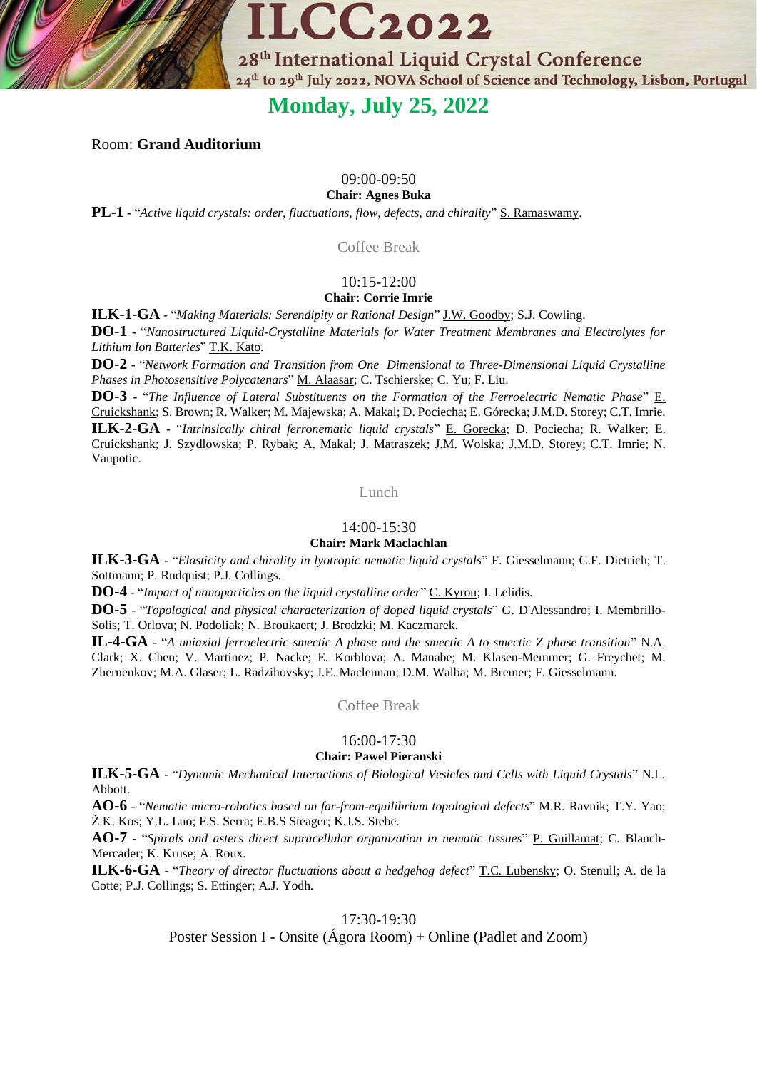# Monday, July 25, 2022

Room: **Grand Auditorium**

09:00-09:50

**Chair: Agnes Buka**

**PL-1** - "*Active liquid crystals: order, fluctuations, flow, defects, and chirality*" S. Ramaswamy.

Coffee Break

10:15-12:00

**Chair: Corrie Imrie**

**ILK-1-GA** - "*Making Materials: Serendipity or Rational Design*" J.W. Goodby; S.J. Cowling.

**DO-1** - "*Nanostructured Liquid-Crystalline Materials for Water Treatment Membranes and Electrolytes for Lithium Ion Batteries*" T.K. Kato.

**DO-2** - "*Network Formation and Transition from One Dimensional to Three-Dimensional Liquid Crystalline Phases in Photosensitive Polycatenars*" M. Alaasar; C. Tschierske; C. Yu; F. Liu.

**DO-3** - "*The Influence of Lateral Substituents on the Formation of the Ferroelectric Nematic Phase*" E. Cruickshank; S. Brown; R. Walker; M. Majewska; A. Makal; D. Pociecha; E. Górecka; J.M.D. Storey; C.T. Imrie.

**ILK-2-GA** - "*Intrinsically chiral ferronematic liquid crystals*" E. Gorecka; D. Pociecha; R. Walker; E. Cruickshank; J. Szydlowska; P. Rybak; A. Makal; J. Matraszek; J.M. Wolska; J.M.D. Storey; C.T. Imrie; N. Vaupotic.

Lunch

14:00-15:30

**Chair: Mark Maclachlan**

**ILK-3-GA** - "*Elasticity and chirality in lyotropic nematic liquid crystals*" F. Giesselmann; C.F. Dietrich; T. Sottmann; P. Rudquist; P.J. Collings.

**DO-4** - "*Impact of nanoparticles on the liquid crystalline order*" C. Kyrou; I. Lelidis.

**DO-5** - "*Topological and physical characterization of doped liquid crystals*" G. D'Alessandro; I. Membrillo-Solis; T. Orlova; N. Podoliak; N. Broukaert; J. Brodzki; M. Kaczmarek.

**IL-4-GA** - "*A uniaxial ferroelectric smectic A phase and the smectic A to smectic Z phase transition*" N.A. Clark; X. Chen; V. Martinez; P. Nacke; E. Korblova; A. Manabe; M. Klasen-Memmer; G. Freychet; M. Zhernenkov; M.A. Glaser; L. Radzihovsky; J.E. Maclennan; D.M. Walba; M. Bremer; F. Giesselmann.

Coffee Break

16:00-17:30

**Chair: Pawel Pieranski**

**ILK-5-GA** - "*Dynamic Mechanical Interactions of Biological Vesicles and Cells with Liquid Crystals*" N.L. Abbott.

**AO-6** - "*Nematic micro-robotics based on far-from-equilibrium topological defects*" M.R. Ravnik; T.Y. Yao; Ž.K. Kos; Y.L. Luo; F.S. Serra; E.B.S Steager; K.J.S. Stebe.

**AO-7** - "*Spirals and asters direct supracellular organization in nematic tissues*" P. Guillamat; C. Blanch-Mercader; K. Kruse; A. Roux.

**ILK-6-GA** - "*Theory of director fluctuations about a hedgehog defect*" T.C. Lubensky; O. Stenull; A. de la Cotte; P.J. Collings; S. Ettinger; A.J. Yodh.

17:30-19:30

Poster Session I - Onsite (Ágora Room) + Online (Padlet and Zoom)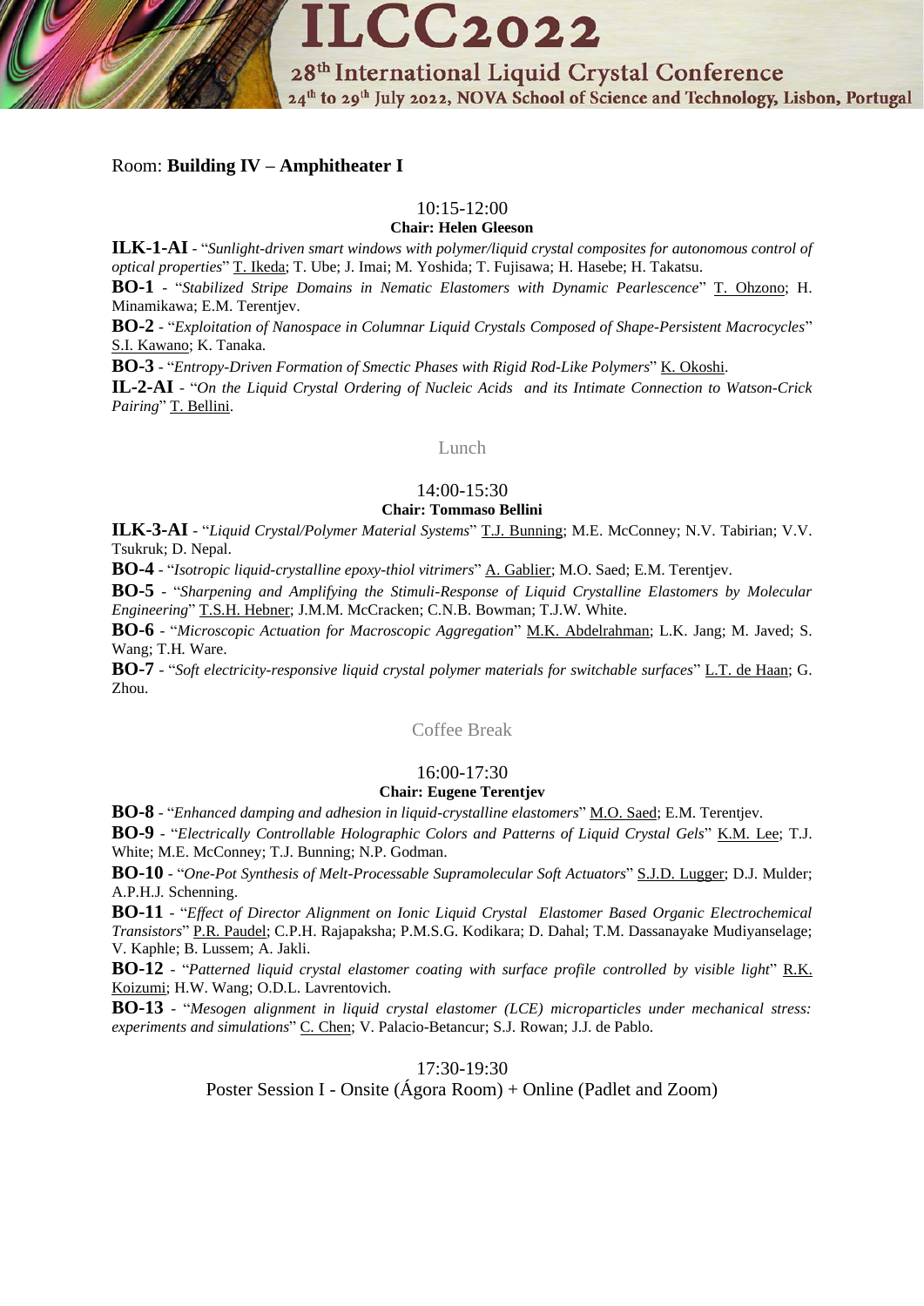Room: **Building IV – Amphitheater I**

10:15-12:00

**Chair: Helen Gleeson**

**ILK-1-AI** - "*Sunlight-driven smart windows with polymer/liquid crystal composites for autonomous control of optical properties*" T. Ikeda; T. Ube; J. Imai; M. Yoshida; T. Fujisawa; H. Hasebe; H. Takatsu.

**BO-1** - "*Stabilized Stripe Domains in Nematic Elastomers with Dynamic Pearlescence*" T. Ohzono; H. Minamikawa; E.M. Terentjev.

**BO-2** - "*Exploitation of Nanospace in Columnar Liquid Crystals Composed of Shape-Persistent Macrocycles*" S.I. Kawano; K. Tanaka.

**BO-3** - "*Entropy-Driven Formation of Smectic Phases with Rigid Rod-Like Polymers*" K. Okoshi.

**IL-2-AI** - "*On the Liquid Crystal Ordering of Nucleic Acids and its Intimate Connection to Watson-Crick Pairing*" T. Bellini.

Lunch

14:00-15:30

**Chair: Tommaso Bellini**

**ILK-3-AI** - "*Liquid Crystal/Polymer Material Systems*" T.J. Bunning; M.E. McConney; N.V. Tabirian; V.V. Tsukruk; D. Nepal.

**BO-4** - "*Isotropic liquid-crystalline epoxy-thiol vitrimers*" A. Gablier; M.O. Saed; E.M. Terentjev.

**BO-5** - "*Sharpening and Amplifying the Stimuli-Response of Liquid Crystalline Elastomers by Molecular Engineering*" T.S.H. Hebner; J.M.M. McCracken; C.N.B. Bowman; T.J.W. White.

**BO-6** - "*Microscopic Actuation for Macroscopic Aggregation*" M.K. Abdelrahman; L.K. Jang; M. Javed; S. Wang; T.H. Ware.

**BO-7** - "*Soft electricity-responsive liquid crystal polymer materials for switchable surfaces*" L.T. de Haan; G. Zhou.

Coffee Break

16:00-17:30

**Chair: Eugene Terentjev**

**BO-8** - "*Enhanced damping and adhesion in liquid-crystalline elastomers*" M.O. Saed; E.M. Terentjev.

**BO-9** - "*Electrically Controllable Holographic Colors and Patterns of Liquid Crystal Gels*" K.M. Lee; T.J. White; M.E. McConney; T.J. Bunning; N.P. Godman.

**BO-10** - "*One-Pot Synthesis of Melt-Processable Supramolecular Soft Actuators*" S.J.D. Lugger; D.J. Mulder; A.P.H.J. Schenning.

**BO-11** - "*Effect of Director Alignment on Ionic Liquid Crystal Elastomer Based Organic Electrochemical Transistors*" P.R. Paudel; C.P.H. Rajapaksha; P.M.S.G. Kodikara; D. Dahal; T.M. Dassanayake Mudiyanselage; V. Kaphle; B. Lussem; A. Jakli.

**BO-12** - "*Patterned liquid crystal elastomer coating with surface profile controlled by visible light*" R.K. Koizumi; H.W. Wang; O.D.L. Lavrentovich.

**BO-13** - "*Mesogen alignment in liquid crystal elastomer (LCE) microparticles under mechanical stress: experiments and simulations*" C. Chen; V. Palacio-Betancur; S.J. Rowan; J.J. de Pablo.

17:30-19:30

Poster Session I - Onsite (Ágora Room) + Online (Padlet and Zoom)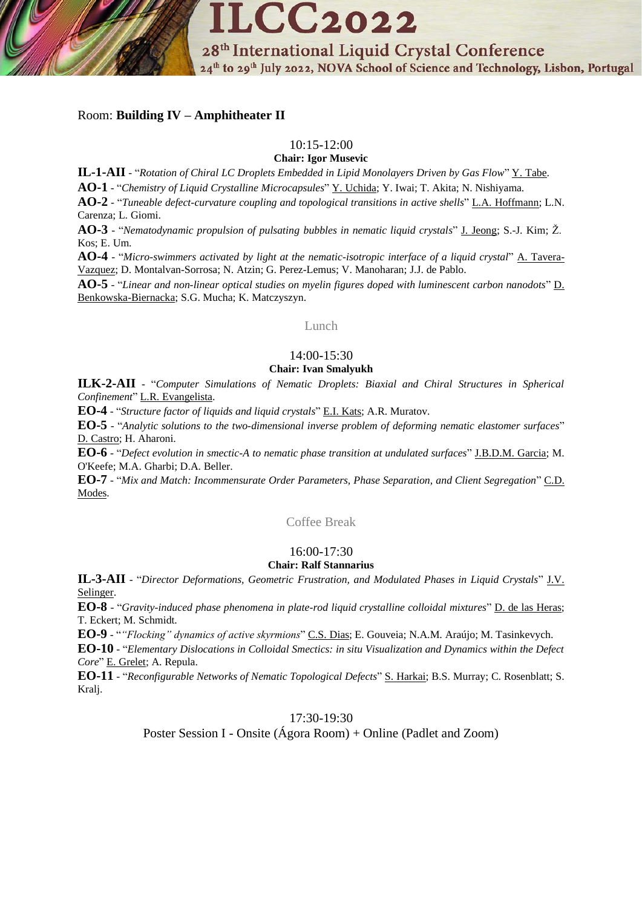Room: **Building IV – Amphitheater II**

10:15-12:00

**Chair: Igor Musevic**

**IL-1-AII** - "*Rotation of Chiral LC Droplets Embedded in Lipid Monolayers Driven by Gas Flow*" Y. Tabe.

**AO-1** - "*Chemistry of Liquid Crystalline Microcapsules*" Y. Uchida; Y. Iwai; T. Akita; N. Nishiyama.

**AO-2** - "*Tuneable defect-curvature coupling and topological transitions in active shells*" L.A. Hoffmann; L.N. Carenza; L. Giomi.

**AO-3** - "*Nematodynamic propulsion of pulsating bubbles in nematic liquid crystals*" J. Jeong; S.-J. Kim; Ž. Kos; E. Um.

**AO-4** - "*Micro-swimmers activated by light at the nematic-isotropic interface of a liquid crystal*" A. Tavera-Vazquez; D. Montalvan-Sorrosa; N. Atzin; G. Perez-Lemus; V. Manoharan; J.J. de Pablo.

**AO-5** - "*Linear and non-linear optical studies on myelin figures doped with luminescent carbon nanodots*" D. Benkowska-Biernacka; S.G. Mucha; K. Matczyszyn.

Lunch

14:00-15:30

**Chair: Ivan Smalyukh**

**ILK-2-AII** - "*Computer Simulations of Nematic Droplets: Biaxial and Chiral Structures in Spherical Confinement*" L.R. Evangelista.

**EO-4** - "*Structure factor of liquids and liquid crystals*" E.I. Kats; A.R. Muratov.

**EO-5** - "*Analytic solutions to the two-dimensional inverse problem of deforming nematic elastomer surfaces*" D. Castro; H. Aharoni.

**EO-6** - "*Defect evolution in smectic-A to nematic phase transition at undulated surfaces*" J.B.D.M. Garcia; M. O'Keefe; M.A. Gharbi; D.A. Beller.

**EO-7** - "*Mix and Match: Incommensurate Order Parameters, Phase Separation, and Client Segregation*" C.D. Modes.

Coffee Break

16:00-17:30

**Chair: Ralf Stannarius**

**IL-3-AII** - "*Director Deformations, Geometric Frustration, and Modulated Phases in Liquid Crystals*" J.V. Selinger.

**EO-8** - "*Gravity-induced phase phenomena in plate-rod liquid crystalline colloidal mixtures*" D. de las Heras; T. Eckert; M. Schmidt.

**EO-9** - "*"Flocking" dynamics of active skyrmions*" C.S. Dias; E. Gouveia; N.A.M. Araújo; M. Tasinkevych.

**EO-10** - "*Elementary Dislocations in Colloidal Smectics: in situ Visualization and Dynamics within the Defect Core*" E. Grelet; A. Repula.

**EO-11** - "*Reconfigurable Networks of Nematic Topological Defects*" S. Harkai; B.S. Murray; C. Rosenblatt; S. Kralj.

17:30-19:30

Poster Session I - Onsite (Ágora Room) + Online (Padlet and Zoom)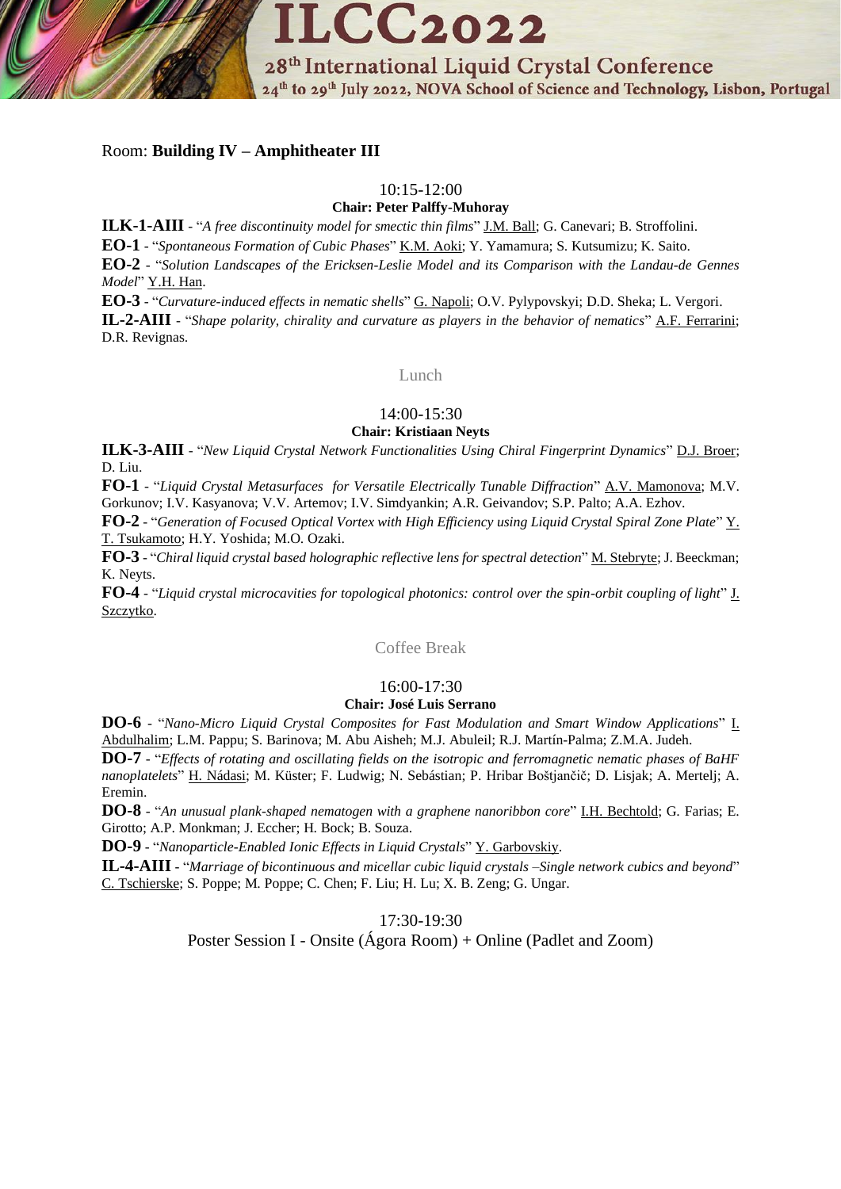Room: **Building IV – Amphitheater III**

10:15-12:00

**Chair: Peter Palffy-Muhoray**

**ILK-1-AIII** - "*A free discontinuity model for smectic thin films*" J.M. Ball; G. Canevari; B. Stroffolini.

**EO-1** - "*Spontaneous Formation of Cubic Phases*" K.M. Aoki; Y. Yamamura; S. Kutsumizu; K. Saito.

**EO-2** - "*Solution Landscapes of the Ericksen-Leslie Model and its Comparison with the Landau-de Gennes Model*" Y.H. Han.

**EO-3** - "*Curvature-induced effects in nematic shells*" G. Napoli; O.V. Pylypovskyi; D.D. Sheka; L. Vergori.

**IL-2-AIII** - "*Shape polarity, chirality and curvature as players in the behavior of nematics*" A.F. Ferrarini; D.R. Revignas.

Lunch

14:00-15:30

**Chair: Kristiaan Neyts**

**ILK-3-AIII** - "*New Liquid Crystal Network Functionalities Using Chiral Fingerprint Dynamics*" D.J. Broer; D. Liu.

**FO-1** - "*Liquid Crystal Metasurfaces for Versatile Electrically Tunable Diffraction*" A.V. Mamonova; M.V. Gorkunov; I.V. Kasyanova; V.V. Artemov; I.V. Simdyankin; A.R. Geivandov; S.P. Palto; A.A. Ezhov.

**FO-2** - "*Generation of Focused Optical Vortex with High Efficiency using Liquid Crystal Spiral Zone Plate*" Y. T. Tsukamoto; H.Y. Yoshida; M.O. Ozaki.

**FO-3** - "*Chiral liquid crystal based holographic reflective lens for spectral detection*" M. Stebryte; J. Beeckman; K. Neyts.

**FO-4** - "*Liquid crystal microcavities for topological photonics: control over the spin-orbit coupling of light*" J. Szczytko.

Coffee Break

16:00-17:30

**Chair: José Luis Serrano**

**DO-6** - "*Nano-Micro Liquid Crystal Composites for Fast Modulation and Smart Window Applications*" I. Abdulhalim; L.M. Pappu; S. Barinova; M. Abu Aisheh; M.J. Abuleil; R.J. Martín-Palma; Z.M.A. Judeh.

**DO-7** - "*Effects of rotating and oscillating fields on the isotropic and ferromagnetic nematic phases of BaHF nanoplatelets*" H. Nádasi; M. Küster; F. Ludwig; N. Sebástian; P. Hribar Boštjančič; D. Lisjak; A. Mertelj; A. Eremin.

**DO-8** - "*An unusual plank-shaped nematogen with a graphene nanoribbon core*" I.H. Bechtold; G. Farias; E. Girotto; A.P. Monkman; J. Eccher; H. Bock; B. Souza.

**DO-9** - "*Nanoparticle-Enabled Ionic Effects in Liquid Crystals*" Y. Garbovskiy.

**IL-4-AIII** - "*Marriage of bicontinuous and micellar cubic liquid crystals –Single network cubics and beyond*" C. Tschierske; S. Poppe; M. Poppe; C. Chen; F. Liu; H. Lu; X. B. Zeng; G. Ungar.

17:30-19:30

Poster Session I - Onsite (Ágora Room) + Online (Padlet and Zoom)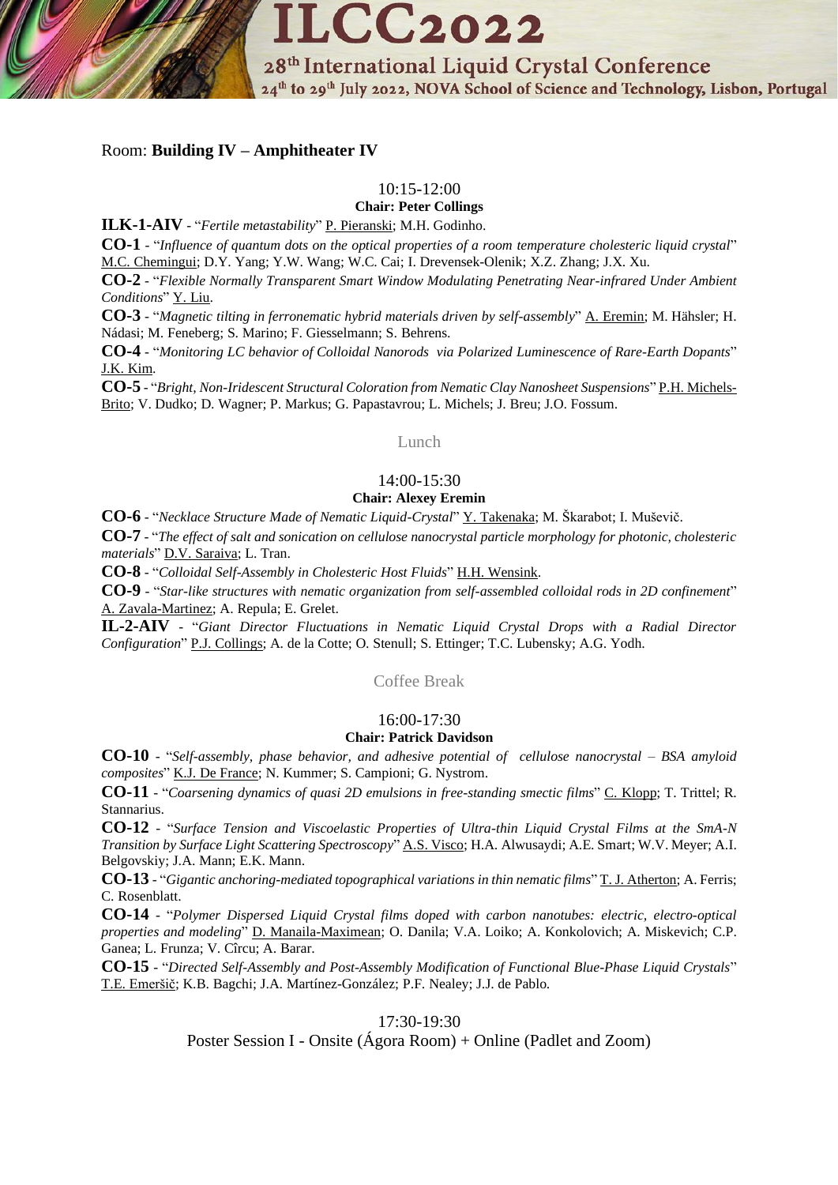Room: **Building IV – Amphitheater IV**

10:15-12:00

**Chair: Peter Collings**

**ILK-1-AIV** - "*Fertile metastability*" P. Pieranski; M.H. Godinho.

**CO-1** - "*Influence of quantum dots on the optical properties of a room temperature cholesteric liquid crystal*" M.C. Chemingui; D.Y. Yang; Y.W. Wang; W.C. Cai; I. Drevensek-Olenik; X.Z. Zhang; J.X. Xu.

**CO-2** - "*Flexible Normally Transparent Smart Window Modulating Penetrating Near-infrared Under Ambient Conditions*" Y. Liu.

**CO-3** - "*Magnetic tilting in ferronematic hybrid materials driven by self-assembly*" A. Eremin; M. Hähsler; H. Nádasi; M. Feneberg; S. Marino; F. Giesselmann; S. Behrens.

**CO-4** - "*Monitoring LC behavior of Colloidal Nanorods via Polarized Luminescence of Rare-Earth Dopants*" J.K. Kim.

**CO-5** - "*Bright, Non-Iridescent Structural Coloration from Nematic Clay Nanosheet Suspensions*" P.H. Michels-Brito; V. Dudko; D. Wagner; P. Markus; G. Papastavrou; L. Michels; J. Breu; J.O. Fossum.

Lunch

14:00-15:30

**Chair: Alexey Eremin**

**CO-6** - "*Necklace Structure Made of Nematic Liquid-Crystal*" Y. Takenaka; M. Škarabot; I. Muševič.

**CO-7** - "*The effect of salt and sonication on cellulose nanocrystal particle morphology for photonic, cholesteric materials*" D.V. Saraiva; L. Tran.

**CO-8** - "*Colloidal Self-Assembly in Cholesteric Host Fluids*" H.H. Wensink.

**CO-9** - "*Star-like structures with nematic organization from self-assembled colloidal rods in 2D confinement*" A. Zavala-Martinez; A. Repula; E. Grelet.

**IL-2-AIV** - "*Giant Director Fluctuations in Nematic Liquid Crystal Drops with a Radial Director Configuration*" P.J. Collings; A. de la Cotte; O. Stenull; S. Ettinger; T.C. Lubensky; A.G. Yodh.

Coffee Break

16:00-17:30

**Chair: Patrick Davidson**

**CO-10** - "*Self-assembly, phase behavior, and adhesive potential of cellulose nanocrystal – BSA amyloid composites*" K.J. De France; N. Kummer; S. Campioni; G. Nystrom.

**CO-11** - "*Coarsening dynamics of quasi 2D emulsions in free-standing smectic films*" C. Klopp; T. Trittel; R. Stannarius.

**CO-12** - "*Surface Tension and Viscoelastic Properties of Ultra-thin Liquid Crystal Films at the SmA-N Transition by Surface Light Scattering Spectroscopy*" A.S. Visco; H.A. Alwusaydi; A.E. Smart; W.V. Meyer; A.I. Belgovskiy; J.A. Mann; E.K. Mann.

**CO-13** - "*Gigantic anchoring-mediated topographical variations in thin nematic films*" T. J. Atherton; A. Ferris; C. Rosenblatt.

**CO-14** - "*Polymer Dispersed Liquid Crystal films doped with carbon nanotubes: electric, electro-optical properties and modeling*" D. Manaila-Maximean; O. Danila; V.A. Loiko; A. Konkolovich; A. Miskevich; C.P. Ganea; L. Frunza; V. Cîrcu; A. Barar.

**CO-15** - "*Directed Self-Assembly and Post-Assembly Modification of Functional Blue-Phase Liquid Crystals*" T.E. Emeršič; K.B. Bagchi; J.A. Martínez-González; P.F. Nealey; J.J. de Pablo.

17:30-19:30

Poster Session I - Onsite (Ágora Room) + Online (Padlet and Zoom)